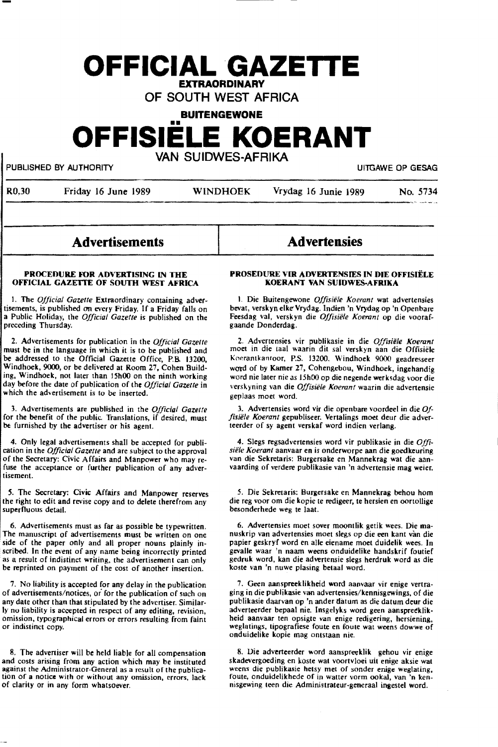# OFFICIAL GAZETTE

**EXTRAORDINARY**

**OF SOUTH WEST AFRICA**

**BUITENGEWONE**

# OFFISIËLE KOERANT

**VAN SUIDWES-AFRIKA**

PUBLISHED BY AUTHORITY — UITGAWE OP GESAG

R0,30 — Friday 16 June 1989 — WINDHOEK — Vrydag 16 Junie 1989 — No. 5734

## Advertisements

### PROCEDURE FOR ADVERTISING IN THE OFFICIAL GAZETTE OF SOUTH WEST AFRICA

1. The *Official Gazette* Extraordinary containing advertisements, is published on every Friday. If a Friday falls on a Public Holiday, the *Official Gazette* is published on the preceding Thursday.

2. Advertisements for publication in the *Official Gazette* must be in the language in which it is to be published and be addressed to the Official Gazette Office, P.B. 13200, Windhoek, 9000, or be delivered at Room 27, Cohen Building, Windhoek, not later than 15h00 on the ninth working day before the date of publication of the *Official Gazette* in which the advertisement is to be inserted.

3. Advertisements are published in the *Official Gazette* for the benefit of the public. Translations, if desired, must be furnished by the advertiser or his agent.

4. Only legal advertisements shall be accepted for publication in the *Official Gazette* and are subject to the approval of the Secretary: Civic Affairs and Manpower who may refuse the acceptance or further publication of any advertisement.

5. The Secretary: Civic Affairs and Manpower reserves the right to edit and revise copy and to delete therefrom any superfluous detail.

6. Advertisements must as far as possible be typewritten. The manuscript of advertisements must be written on one side of the paper only and all proper nouns plainly inscribed. In the event of any name being incorrectly printed as a result of indistinct writing, the advertisement can only be reprinted on payment of the cost of another insertion.

7. No liability is accepted for any delay in the publication of advertisements/notices, or for the publication of such on any date other than that stipulated by the advertiser. Similarly no liability is accepted in respect of any editing, revision, omission, typographical errors or errors resulting from faint or indistinct copy.

8. The advertiser will be held liable for all compensation and costs arising from any action which may be instituted against the Administrator-General as a result of the publication of a notice with or without any omission, errors, lack of clarity or in any form whatsoever.

## Advertensies

### PROSEDURE VIR ADVERTENSIES IN DIE OFFISIËLE KOERANT VAN SUIDWES-AFRIKA

1. Die Buitengewone *Offisiële Koerant* wat advertensies bevat, verskyn elke Vrydag. Indien 'n Vrydag op 'n Openbare Feesdag val, verskyn die *Offisiële Koerant* op die voorafgaande Donderdag.

2. Advertensies vir publikasie in die *Offisiële Koerant* moet in die taal waarin dit sal verskyn aan die Offisiële Koerantkantoor, P.S. 13200, Windhoek 9000 geadresseer word of by Kamer 27, Cohengebou, Windhoek, ingehandig word nie later nie as 15h00 op die negende werksdag voor die verskyning van die *Offisiële Koerant* waarin die advertensie geplaas moet word.

3. Advertensies word vir die openbare voordeel in die *Offisiële Koerant* gepubliseer. Vertalings moet deur die adverteerder of sy agent verskaf word indien verlang.

4. Slegs regsadvertensies word vir publikasie in die *Offisiële Koerant* aanvaar en is onderworpe aan die goedkeuring van die Sekretaris: Burgersake en Mannekrag wat die aanvaarding of verdere publikasie van 'n advertensie mag weier.

5. Die Sekretaris: Burgersake en Mannekrag behou hom die reg voor om die kopie te redigeer, te hersien en oortollige besonderhede weg te laat.

6. Advertensies moet sover moontlik getik wees. Die manuskrip van advertensies moet slegs op die een kant van die papier geskryf word en alle eiename moet duidelik wees. In gevalle waar 'n naam weens onduidelike handskrif foutief gedruk word, kan die advertensie slegs herdruk word as die koste van 'n nuwe plasing betaal word.

7. Geen aanspreeklikheid word aanvaar vir enige vertraging in die publikasie van advertensies/kennisgewings, of die publikasie daarvan op 'n ander datum as die datum deur die adverteerder bepaal nie. Insgelyks word geen aanspreeklikheid aanvaar ten opsigte van enige redigering, hersiening, weglatings, tipografiese foute en foute wat weens dowwe of onduidelike kopie mag ontstaan nie.

8. Die adverteerder word aanspreeklik gehou vir enige skadevergoeding en koste wat voortvloei uit enige aksie wat weens die publikasie hetsy met of sonder enige weglating, foute, onduidelikhede of in watter vorm ookal, van 'n kennisgewing teen die Administrateur-generaal ingestel word.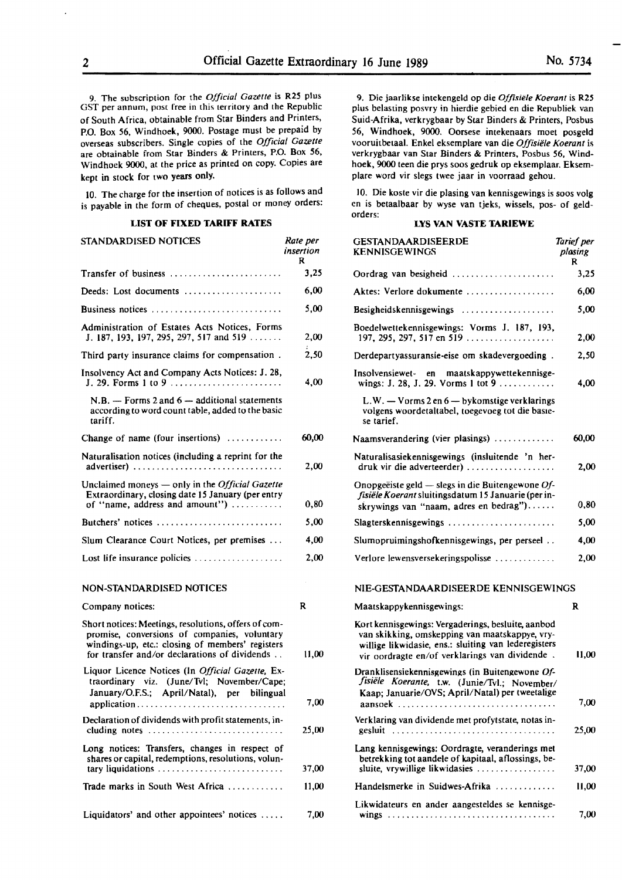9. The subscription for the *Official Gazette* is R25 plus GST per annum, post free in this territory and the Republic of South Africa, obtainable from Star Binders and Printers, P.O. Box 56, Windhoek, 9000. Postage must be prepaid by overseas subscribers. Single copies of the *Official Gazette* are obtainable from Star Binders & Printers, P.O. Box 56, Windhoek 9000, at the price as printed on copy. Copies are kept in stock for two years only.

10. The charge for the insertion of notices is as follows and is payable in the form of cheques, postal or money orders:

### LIST OF FIXED TARIFF RATES

| STANDARDISED NOTICES | Rate per insertion R |
|---|---|
| Transfer of business | 3,25 |
| Deeds: Lost documents | 6,00 |
| Business notices | 5,00 |
| Administration of Estates Acts Notices, Forms J. 187, 193, 197, 295, 297, 517 and 519 | 2,00 |
| Third party insurance claims for compensation | 2,50 |
| Insolvency Act and Company Acts Notices: J. 28, J. 29. Forms 1 to 9 | 4,00 |
| N.B. — Forms 2 and 6 — additional statements according to word count table, added to the basic tariff. | |
| Change of name (four insertions) | 60,00 |
| Naturalisation notices (including a reprint for the advertiser) | 2,00 |
| Unclaimed moneys — only in the *Official Gazette* Extraordinary, closing date 15 January (per entry of "name, address and amount") | 0,80 |
| Butchers' notices | 5,00 |
| Slum Clearance Court Notices, per premises | 4,00 |
| Lost life insurance policies | 2,00 |

| NON-STANDARDISED NOTICES | |
|---|---|
| Company notices: | R |
| Short notices: Meetings, resolutions, offers of compromise, conversions of companies, voluntary windings-up, etc.: closing of members' registers for transfer and/or declarations of dividends | 11,00 |
| Liquor Licence Notices (In *Official Gazette*, Extraordinary viz. (June/Tvl; November/Cape; January/O.F.S.; April/Natal), per bilingual application | 7,00 |
| Declaration of dividends with profit statements, including notes | 25,00 |
| Long notices: Transfers, changes in respect of shares or capital, redemptions, resolutions, voluntary liquidations | 37,00 |
| Trade marks in South West Africa | 11,00 |
| Liquidators' and other appointees' notices | 7,00 |

9. Die jaarlikse intekengeld op die *Offisiële Koerant* is R25 plus belasting posvry in hierdie gebied en die Republiek van Suid-Afrika, verkrygbaar by Star Binders & Printers, Posbus 56, Windhoek, 9000. Oorsese intekenaars moet posgeld vooruitbetaal. Enkel eksemplare van die *Offisiële Koerant* is verkrygbaar van Star Binders & Printers, Posbus 56, Windhoek, 9000 teen die prys soos gedruk op eksemplaar. Eksemplare word vir slegs twee jaar in voorraad gehou.

10. Die koste vir die plasing van kennisgewings is soos volg en is betaalbaar by wyse van tjeks, wissels, pos- of geldorders:

### LYS VAN VASTE TARIEWE

| GESTANDAARDISEERDE KENNISGEWINGS | Tarief per plasing R |
|---|---|
| Oordrag van besigheid | 3,25 |
| Aktes: Verlore dokumente | 6,00 |
| Besigheidskennisgewings | 5,00 |
| Boedelwettekennisgewings: Vorms J. 187, 193, 197, 295, 297, 517 en 519 | 2,00 |
| Derdepartyassuransie-eise om skadevergoeding | 2,50 |
| Insolvensiewet- en maatskappywettekennisgewings: J. 28, J. 29. Vorms 1 tot 9 | 4,00 |
| L.W. — Vorms 2 en 6 — bykomstige verklarings volgens woordetaltabel, toegevoeg tot die basiese tarief. | |
| Naamsverandering (vier plasings) | 60,00 |
| Naturalisasiekennisgewings (insluitende 'n herdruk vir die adverteerder) | 2,00 |
| Onopgeëiste geld — slegs in die Buitengewone *Offisiële Koerant* sluitingsdatum 15 Januarie (per inskrywings van "naam, adres en bedrag") | 0,80 |
| Slagterskennisgewings | 5,00 |
| Slumopruimingshofkennisgewings, per perseel | 4,00 |
| Verlore lewensversekeringspolisse | 2,00 |

| NIE-GESTANDAARDISEERDE KENNISGEWINGS | |
|---|---|
| Maatskappykennisgewings: | R |
| Kort kennisgewings: Vergaderings, besluite, aanbod van skikking, omskepping van maatskappye, vrywillige likwidasie, ens.: sluiting van lederegisters vir oordragte en/of verklarings van dividende | 11,00 |
| Dranklisensiekennisgewings (in Buitengewone *Offisiële Koerante*, t.w. (Junie/Tvl.; November/Kaap; Januarie/OVS; April/Natal) per tweetalige aansoek | 7,00 |
| Verklaring van dividende met profytstate, notas ingesluit | 25,00 |
| Lang kennisgewings: Oordragte, veranderings met betrekking tot aandele of kapitaal, aflossings, besluite, vrywillige likwidasies | 37,00 |
| Handelsmerke in Suidwes-Afrika | 11,00 |
| Likwidateurs en ander aangesteldes se kennisgewings | 7,00 |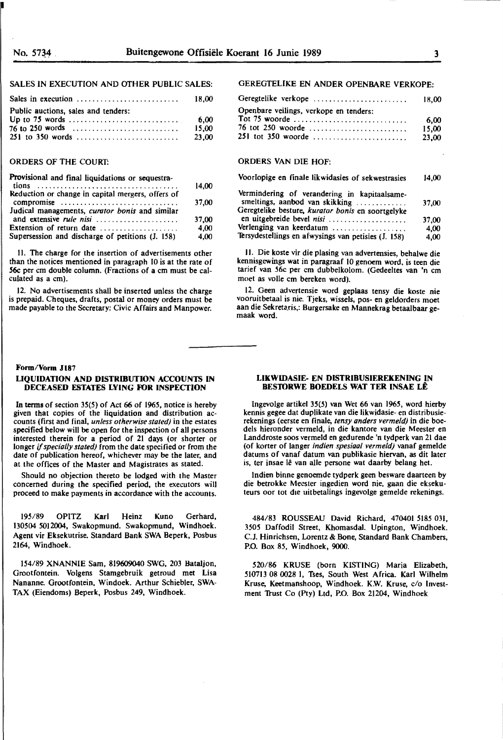SALES IN EXECUTION AND OTHER PUBLIC SALES:

| | |
|---|---|
| Sales in execution | 18,00 |
| Public auctions, sales and tenders: | |
| Up to 75 words | 6,00 |
| 76 to 250 words | 15,00 |
| 251 to 350 words | 23,00 |

ORDERS OF THE COURT:

| | |
|---|---|
| Provisional and final liquidations or sequestrations | 14,00 |
| Reduction or change in capital mergers, offers of compromise | 37,00 |
| Judical managements, *curator bonis* and similar and extensive *rule nisi* | 37,00 |
| Extension of return date | 4,00 |
| Supersession and discharge of petitions (J. 158) | 4,00 |

11. The charge for the insertion of advertisements other than the notices mentioned in paragraph 10 is at the rate of 56c per cm double column. (Fractions of a cm must be calculated as a cm).

12. No advertisements shall be inserted unless the charge is prepaid. Cheques, drafts, postal or money orders must be made payable to the Secretary: Civic Affairs and Manpower.

GEREGTELIKE EN ANDER OPENBARE VERKOPE:

| | |
|---|---|
| Geregtelike verkope | 18,00 |
| Openbare veilings, verkope en tenders: | |
| Tot 75 woorde | 6,00 |
| 76 tot 250 woorde | 15,00 |
| 251 tot 350 woorde | 23,00 |

ORDERS VAN DIE HOF:

| | |
|---|---|
| Voorlopige en finale likwidasies of sekwestrasies | 14,00 |
| Vermindering of verandering in kapitaalsamesmeltings, aanbod van skikking | 37,00 |
| Geregtelike besture, *kurator bonis* en soortgelyke en uitgebreide bevel *nisi* | 37,00 |
| Verlenging van keerdatum | 4,00 |
| Tersydestellings en afwysings van petisies (J. 158) | 4,00 |

11. Die koste vir die plasing van advertensies, behalwe die kennisgewings wat in paragraaf 10 genoem word, is teen die tarief van 56c per cm dubbelkolom. (Gedeeltes van 'n cm moet as volle cm bereken word).

12. Geen advertensie word geplaas tensy die koste nie vooruitbetaal is nie. Tjeks, wissels, pos- en geldorders moet aan die Sekretaris,: Burgersake en Mannekrag betaalbaar gemaak word.

**Form/Vorm J187**

### LIQUIDATION AND DISTRIBUTION ACCOUNTS IN DECEASED ESTATES LYING FOR INSPECTION

In terms of section 35(5) of Act 66 of 1965, notice is hereby given that copies of the liquidation and distribution accounts (first and final, *unless otherwise stated)* in the estates specified below will be open for the inspection of all persons interested therein for a period of 21 days (or shorter or longer *if specially stated)* from the date specified or from the date of publication hereof, whichever may be the later, and at the offices of the Master and Magistrates as stated.

Should no objection thereto be lodged with the Master concerned during the specified period, the executors will proceed to make payments in accordance with the accounts.

195/89 OPITZ Karl Heinz Kuno Gerhard, 130504 5012004, Swakopmund. Swakopmund, Windhoek. Agent vir Eksekutrise. Standard Bank SWA Beperk, Posbus 2164, Windhoek.

154/89 XNANNIE Sam, 819609040 SWG, 203 Bataljon, Grootfontein. Volgens Stamgebruik getroud met Lisa Nananne. Grootfontein, Windoek. Arthur Schiebler, SWA-TAX (Eiendoms) Beperk, Posbus 249, Windhoek.

### LIKWIDASIE- EN DISTRIBUSIEREKENING IN BESTORWE BOEDELS WAT TER INSAE LÊ

Ingevolge artikel 35(5) van Wet 66 van 1965, word hierby kennis gegee dat duplikate van die likwidasie- en distribusierekenings (eerste en finale, *tensy anders vermeld)* in die boedels hieronder vermeld, in die kantore van die Meester en Landdroste soos vermeld en gedurende 'n tydperk van 21 dae (of korter of langer *indien spesiaal vermeld)* vanaf gemelde datums of vanaf datum van publikasie hiervan, as dit later is, ter insae lê van alle persone wat daarby belang het.

Indien binne genoemde tydperk geen besware daarteen by die betrokke Meester ingedien word nie, gaan die eksekuteurs oor tot die uitbetalings ingevolge gemelde rekenings.

484/83 ROUSSEAU David Richard, 470401 5185 031, 3505 Daffodil Street, Khomasdal. Upington, Windhoek. C.J. Hinrichsen, Lorentz & Bone, Standard Bank Chambers, P.O. Box 85, Windhoek, 9000.

520/86 KRUSE (born KISTING) Maria Elizabeth, 510713 08 0028 1, Tses, South West Africa. Karl Wilhelm Kruse, Keetmanshoop, Windhoek. K.W. Kruse, c/o Investment Trust Co (Pty) Ltd, P.O. Box 21204, Windhoek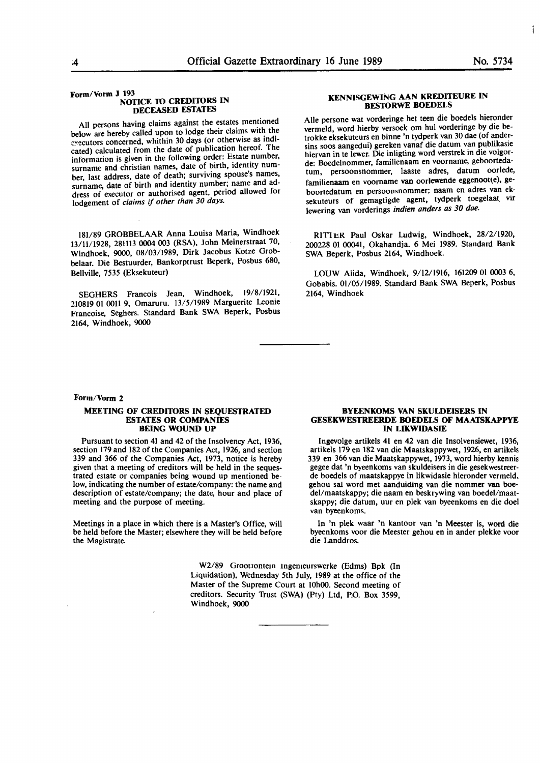Form/Vorm J 193

## NOTICE TO CREDITORS IN DECEASED ESTATES

All persons having claims against the estates mentioned below are hereby called upon to lodge their claims with the executors concerned, whithin 30 days (or otherwise as indicated) calculated from the date of publication hereof. The information is given in the following order: Estate number, surname and christian names, date of birth, identity number, last address, date of death; surviving spouse's names, surname, date of birth and identity number; name and address of executor or authorised agent, period allowed for lodgement of *claims if other than 30 days.*

## KENNISGEWING AAN KREDITEURE IN BESTORWE BOEDELS

Alle persone wat vorderinge het teen die boedels hieronder vermeld, word hierby versoek om hul vorderinge by die betrokke eksekuteurs en binne 'n tydperk van 30 dae (of andersins soos aangedui) gereken vanaf die datum van publikasie hiervan in te lewer. Die inligting word verstrek in die volgorde: Boedelnommer, familienaam en voorname, geboortedatum, persoonsnommer, laaste adres, datum oorlede, familienaam en voorname van oorlewende eggenoot(e), geboortedatum en persoonsnommer; naam en adres van eksekuteurs of gemagtigde agent, tydperk toegelaat vir lewering van vorderings *indien anders as 30 dae.*

181/89 GROBBELAAR Anna Louisa Maria, Windhoek 13/11/1928, 281113 0004 003 (RSA), John Meinerstraat 70, Windhoek, 9000, 08/03/1989, Dirk Jacobus Kotze Grobbelaar. Die Bestuurder, Bankorptrust Beperk, Posbus 680, Bellville, 7535 (Eksekuteur)

SEGHERS Francois Jean, Windhoek, 19/8/1921, 210819 01 0011 9, Omaruru. 13/5/1989 Marguerite Leonie Francoise, Seghers. Standard Bank SWA Beperk, Posbus 2164, Windhoek, 9000

RITTER Paul Oskar Ludwig, Windhoek, 28/2/1920, 200228 01 00041, Okahandja. 6 Mei 1989. Standard Bank SWA Beperk, Posbus 2164, Windhoek.

LOUW Aiida, Windhoek, 9/12/1916, 161209 01 0003 6, Gobabis. 01/05/1989. Standard Bank SWA Beperk, Posbus 2164, Windhoek

---

Form/Vorm 2

## MEETING OF CREDITORS IN SEQUESTRATED ESTATES OR COMPANIES BEING WOUND UP

Pursuant to section 41 and 42 of the Insolvency Act, 1936, section 179 and 182 of the Companies Act, 1926, and section 339 and 366 of the Companies Act, 1973, notice is hereby given that a meeting of creditors will be held in the sequestrated estate or companies being wound up mentioned below, indicating the number of estate/company: the name and description of estate/company; the date, hour and place of meeting and the purpose of meeting.

Meetings in a place in which there is a Master's Office, will be held before the Master; elsewhere they will be held before the Magistrate.

## BYEENKOMS VAN SKULDEISERS IN GESEKWESTREERDE BOEDELS OF MAATSKAPPYE IN LIKWIDASIE

Ingevolge artikels 41 en 42 van die Insolvensiewet, 1936, artikels 179 en 182 van die Maatskappywet, 1926, en artikels 339 en 366 van die Maatskappywet, 1973, word hierby kennis gegee dat 'n byeenkoms van skuldeisers in die gesekwestreerde boedels of maatskappye in likwidasie hieronder vermeld, gehou sal word met aanduiding van die nommer van boedel/maatskappy; die naam en beskrywing van boedel/maatskappy; die datum, uur en plek van byeenkoms en die doel van byeenkoms.

In 'n plek waar 'n kantoor van 'n Meester is, word die byeenkoms voor die Meester gehou en in ander plekke voor die Landdros.

W2/89 Grootfontein Ingenieurswerke (Edms) Bpk (In Liquidation), Wednesday 5th July, 1989 at the office of the Master of the Supreme Court at 10h00. Second meeting of creditors. Security Trust (SWA) (Pty) Ltd, P.O. Box 3599, Windhoek, 9000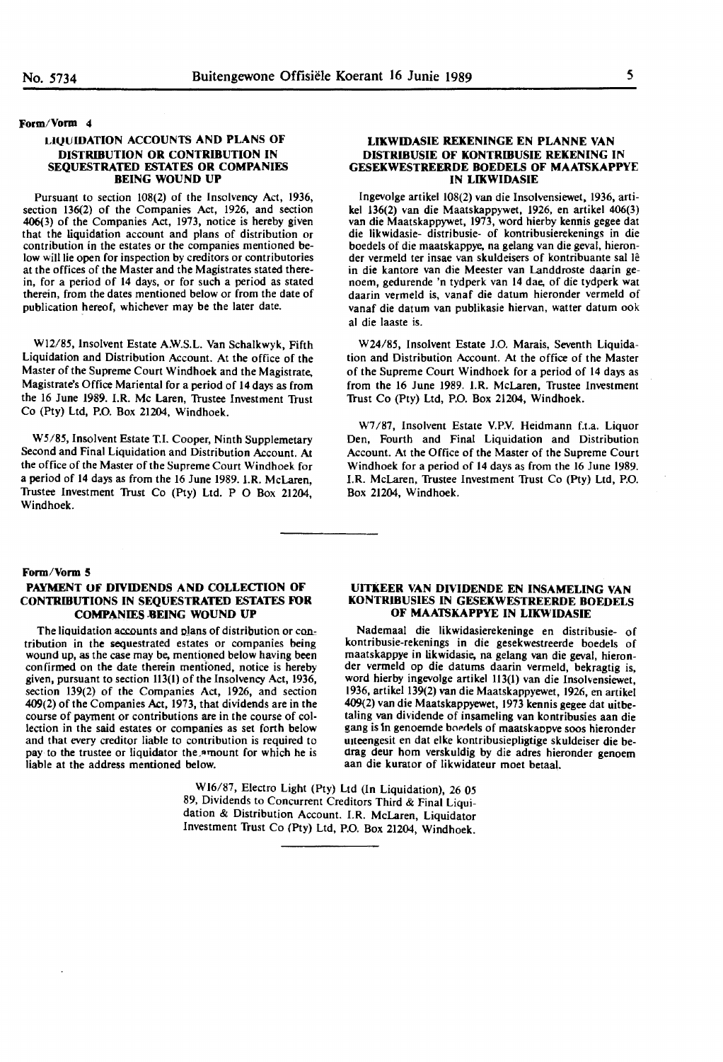**Form/Vorm 4**

### LIQUIDATION ACCOUNTS AND PLANS OF DISTRIBUTION OR CONTRIBUTION IN SEQUESTRATED ESTATES OR COMPANIES BEING WOUND UP

Pursuant to section 108(2) of the Insolvency Act, 1936, section 136(2) of the Companies Act, 1926, and section 406(3) of the Companies Act, 1973, notice is hereby given that the liquidation account and plans of distribution or contribution in the estates or the companies mentioned below will lie open for inspection by creditors or contributories at the offices of the Master and the Magistrates stated therein, for a period of 14 days, or for such a period as stated therein, from the dates mentioned below or from the date of publication hereof, whichever may be the later date.

W12/85, Insolvent Estate A.W.S.L. Van Schalkwyk, Fifth Liquidation and Distribution Account. At the office of the Master of the Supreme Court Windhoek and the Magistrate, Magistrate's Office Mariental for a period of 14 days as from the 16 June 1989. I.R. Mc Laren, Trustee Investment Trust Co (Pty) Ltd, P.O. Box 21204, Windhoek.

W5/85, Insolvent Estate T.I. Cooper, Ninth Supplemetary Second and Final Liquidation and Distribution Account. At the office of the Master of the Supreme Court Windhoek for a period of 14 days as from the 16 June 1989. I.R. McLaren, Trustee Investment Trust Co (Pty) Ltd. P O Box 21204, Windhoek.

### LIKWIDASIE REKENINGE EN PLANNE VAN DISTRIBUSIE OF KONTRIBUSIE REKENING IN GESEKWESTREERDE BOEDELS OF MAATSKAPPYE IN LIKWIDASIE

Ingevolge artikel 108(2) van die Insolvensiewet, 1936, artikel 136(2) van die Maatskappywet, 1926, en artikel 406(3) van die Maatskappywet, 1973, word hierby kennis gegee dat die likwidasie- distribusie- of kontribusierekenings in die boedels of die maatskappye, na gelang van die geval, hieronder vermeld ter insae van skuldeisers of kontribuante sal lê in die kantore van die Meester van Landdroste daarin genoem, gedurende 'n tydperk van 14 dae, of die tydperk wat daarin vermeld is, vanaf die datum hieronder vermeld of vanaf die datum van publikasie hiervan, watter datum ook al die laaste is.

W24/85, Insolvent Estate J.O. Marais, Seventh Liquidation and Distribution Account. At the office of the Master of the Supreme Court Windhoek for a period of 14 days as from the 16 June 1989. I.R. McLaren, Trustee Investment Trust Co (Pty) Ltd, P.O. Box 21204, Windhoek.

W7/87, Insolvent Estate V.P.V. Heidmann f.t.a. Liquor Den, Fourth and Final Liquidation and Distribution Account. At the Office of the Master of the Supreme Court Windhoek for a period of 14 days as from the 16 June 1989. I.R. McLaren, Trustee Investment Trust Co (Pty) Ltd, P.O. Box 21204, Windhoek.

---

**Form/Vorm 5**

### PAYMENT OF DIVIDENDS AND COLLECTION OF CONTRIBUTIONS IN SEQUESTRATED ESTATES FOR COMPANIES BEING WOUND UP

The liquidation accounts and plans of distribution or contribution in the sequestrated estates or companies being wound up, as the case may be, mentioned below having been confirmed on the date therein mentioned, notice is hereby given, pursuant to section 113(1) of the Insolvency Act, 1936, section 139(2) of the Companies Act, 1926, and section 409(2) of the Companies Act, 1973, that dividends are in the course of payment or contributions are in the course of collection in the said estates or companies as set forth below and that every creditor liable to contribution is required to pay to the trustee or liquidator the amount for which he is liable at the address mentioned below.

### UITKEER VAN DIVIDENDE EN INSAMELING VAN KONTRIBUSIES IN GESEKWESTREERDE BOEDELS OF MAATSKAPPYE IN LIKWIDASIE

Nademaal die likwidasierekeninge en distribusie- of kontribusie-rekenings in die gesekwestreerde boedels of maatskappye in likwidasie, na gelang van die geval, hieronder vermeld op die datums daarin vermeld, bekragtig is, word hierby ingevolge artikel 113(1) van die Insolvensiewet, 1936, artikel 139(2) van die Maatskappyewet, 1926, en artikel 409(2) van die Maatskappyewet, 1973 kennis gegee dat uitbetaling van dividende of insameling van kontribusies aan die gang is in genoemde boedels of maatskappye soos hieronder uiteengesit en dat elke kontribusiepligtige skuldeiser die bedrag deur hom verskuldig by die adres hieronder genoem aan die kurator of likwidateur moet betaal.

W16/87, Electro Light (Pty) Ltd (In Liquidation), 26 05 89, Dividends to Concurrent Creditors Third & Final Liquidation & Distribution Account. I.R. McLaren, Liquidator Investment Trust Co (Pty) Ltd, P.O. Box 21204, Windhoek.

---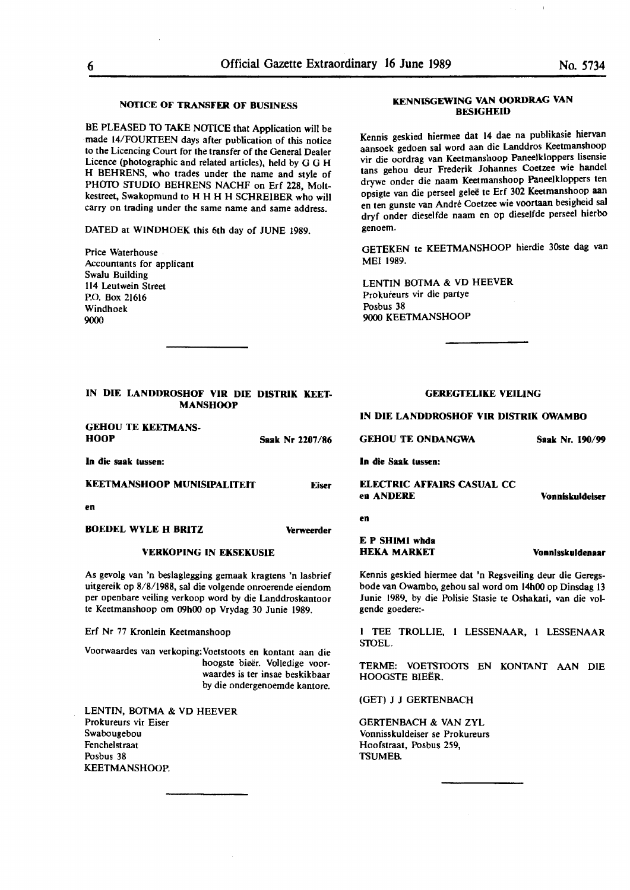## NOTICE OF TRANSFER OF BUSINESS

BE PLEASED TO TAKE NOTICE that Application will be made 14/FOURTEEN days after publication of this notice to the Licencing Court for the transfer of the General Dealer Licence (photographic and related articles), held by G G H H BEHRENS, who trades under the name and style of PHOTO STUDIO BEHRENS NACHF on Erf 228, Moltkestreet, Swakopmund to H H H H SCHREIBER who will carry on trading under the same name and same address.

DATED at WINDHOEK this 6th day of JUNE 1989.

Price Waterhouse
Accountants for applicant
Swalu Building
114 Leutwein Street
P.O. Box 21616
Windhoek
9000

---

## KENNISGEWING VAN OORDRAG VAN BESIGHEID

Kennis geskied hiermee dat 14 dae na publikasie hiervan aansoek gedoen sal word aan die Landdros Keetmanshoop vir die oordrag van Keetmanshoop Paneelkloppers lisensie tans gehou deur Frederik Johannes Coetzee wie handel drywe onder die naam Keetmanshoop Paneelkloppers ten opsigte van die perseel geleë te Erf 302 Keetmanshoop aan en ten gunste van André Coetzee wie voortaan besigheid sal dryf onder dieselfde naam en op dieselfde perseel hierbo genoem.

GETEKEN te KEETMANSHOOP hierdie 30ste dag van MEI 1989.

LENTIN BOTMA & VD HEEVER
Prokureurs vir die partye
Posbus 38
9000 KEETMANSHOOP

---

## IN DIE LANDDROSHOF VIR DIE DISTRIK KEETMANSHOOP

**GEHOU TE KEETMANSHOOP** **Saak Nr 2207/86**

**In die saak tussen:**

**KEETMANSHOOP MUNISIPALITEIT** **Eiser**

**en**

**BOEDEL WYLE H BRITZ** **Verweerder**

### VERKOPING IN EKSEKUSIE

As gevolg van 'n beslaglegging gemaak kragtens 'n lasbrief uitgereik op 8/8/1988, sal die volgende onroerende eiendom per openbare veiling verkoop word by die Landdroskantoor te Keetmanshoop om 09h00 op Vrydag 30 Junie 1989.

Erf Nr 77 Kronlein Keetmanshoop

Voorwaardes van verkoping: Voetstoots en kontant aan die hoogste bieër. Volledige voorwaardes is ter insae beskikbaar by die ondergenoemde kantore.

LENTIN, BOTMA & VD HEEVER
Prokureurs vir Eiser
Swabougebou
Fenchelstraat
Posbus 38
KEETMANSHOOP.

---

## GEREGTELIKE VEILING

## IN DIE LANDDROSHOF VIR DISTRIK OWAMBO

**GEHOU TE ONDANGWA** **Saak Nr. 190/99**

**In die Saak tussen:**

**ELECTRIC AFFAIRS CASUAL CC en ANDERE** **Vonniskuldeiser**

**en**

**E P SHIMI whda HEKA MARKET** **Vonnisskuldenaar**

Kennis geskied hiermee dat 'n Regsveiling deur die Geregsbode van Owambo, gehou sal word om 14h00 op Dinsdag 13 Junie 1989, by die Polisie Stasie te Oshakati, van die volgende goedere:-

1 TEE TROLLIE, 1 LESSENAAR, 1 LESSENAAR STOEL.

TERME: VOETSTOOTS EN KONTANT AAN DIE HOOGSTE BIEËR.

(GET) J J GERTENBACH

GERTENBACH & VAN ZYL
Vonnisskuldeiser se Prokureurs
Hoofstraat, Posbus 259,
TSUMEB.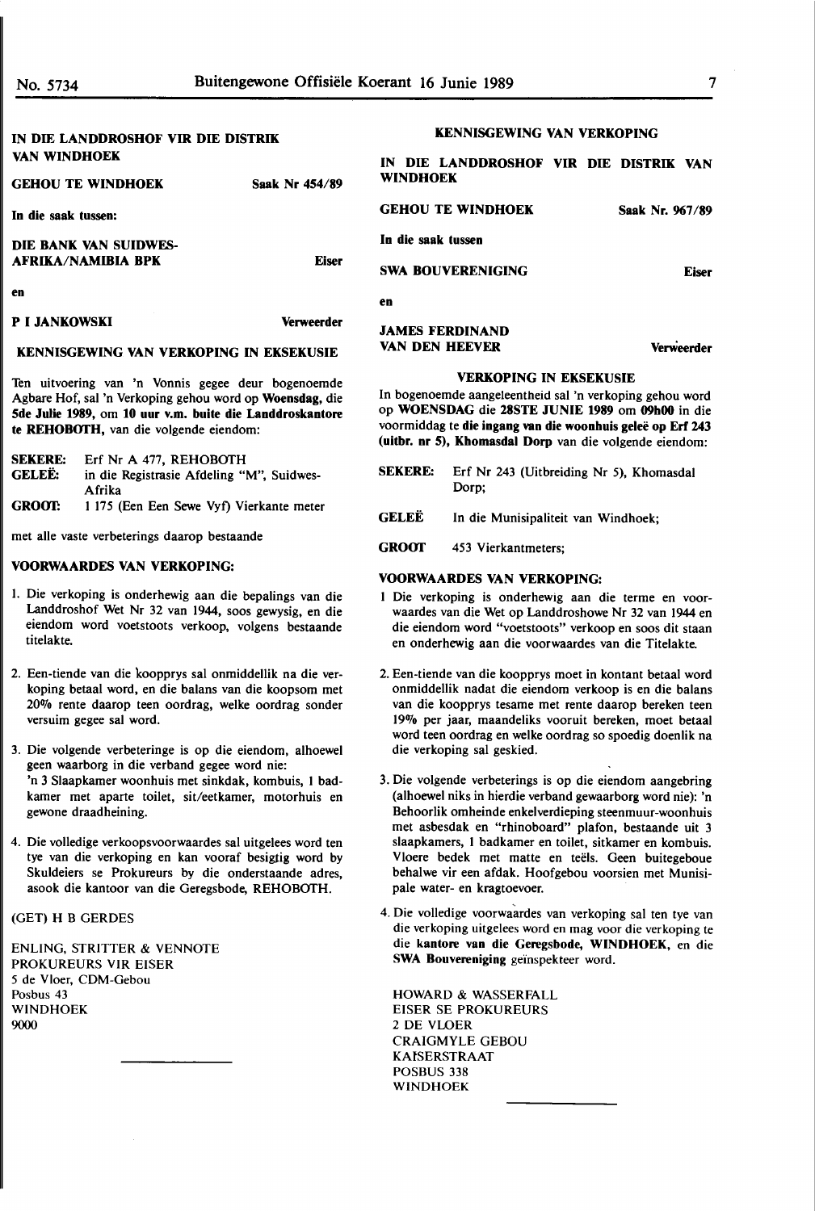## IN DIE LANDDROSHOF VIR DIE DISTRIK VAN WINDHOEK

**GEHOU TE WINDHOEK** **Saak Nr 454/89**

**In die saak tussen:**

**DIE BANK VAN SUIDWES-AFRIKA/NAMIBIA BPK** **Eiser**

**en**

**P I JANKOWSKI** **Verweerder**

### KENNISGEWING VAN VERKOPING IN EKSEKUSIE

Ten uitvoering van 'n Vonnis gegee deur bogenoemde Agbare Hof, sal 'n Verkoping gehou word op **Woensdag,** die **5de Julie 1989,** om **10 uur v.m. buite die Landdroskantore te REHOBOTH,** van die volgende eiendom:

**SEKERE:** Erf Nr A 477, REHOBOTH
**GELEË:** in die Registrasie Afdeling "M", Suidwes-Afrika
**GROOT:** 1 175 (Een Een Sewe Vyf) Vierkante meter

met alle vaste verbeterings daarop bestaande

### VOORWAARDES VAN VERKOPING:

1. Die verkoping is onderhewig aan die bepalings van die Landdroshof Wet Nr 32 van 1944, soos gewysig, en die eiendom word voetstoots verkoop, volgens bestaande titelakte.

2. Een-tiende van die koopprys sal onmiddellik na die verkoping betaal word, en die balans van die koopsom met 20% rente daarop teen oordrag, welke oordrag sonder versuim gegee sal word.

3. Die volgende verbeteringe is op die eiendom, alhoewel geen waarborg in die verband gegee word nie:
'n 3 Slaapkamer woonhuis met sinkdak, kombuis, 1 badkamer met aparte toilet, sit/eetkamer, motorhuis en gewone draadheining.

4. Die volledige verkoopsvoorwaardes sal uitgelees word ten tye van die verkoping en kan vooraf besigtig word by Skuldeiers se Prokureurs by die onderstaande adres, asook die kantoor van die Geregsbode, REHOBOTH.

(GET) H B GERDES

ENLING, STRITTER & VENNOTE
PROKUREURS VIR EISER
5 de Vloer, CDM-Gebou
Posbus 43
WINDHOEK
9000

---

## KENNISGEWING VAN VERKOPING

## IN DIE LANDDROSHOF VIR DIE DISTRIK VAN WINDHOEK

**GEHOU TE WINDHOEK** **Saak Nr. 967/89**

**In die saak tussen**

**SWA BOUVERENIGING** **Eiser**

**en**

**JAMES FERDINAND VAN DEN HEEVER** **Verweerder**

### VERKOPING IN EKSEKUSIE

In bogenoemde aangeleentheid sal 'n verkoping gehou word op **WOENSDAG** die **28STE JUNIE 1989** om **09h00** in die voormiddag te **die ingang van die woonhuis geleë op Erf 243 (uitbr. nr 5), Khomasdal Dorp** van die volgende eiendom:

**SEKERE:** Erf Nr 243 (Uitbreiding Nr 5), Khomasdal Dorp;

**GELEË** In die Munisipaliteit van Windhoek;

**GROOT** 453 Vierkantmeters;

### VOORWAARDES VAN VERKOPING:

1. Die verkoping is onderhewig aan die terme en voorwaardes van die Wet op Landdroshowe Nr 32 van 1944 en die eiendom word "voetstoots" verkoop en soos dit staan en onderhewig aan die voorwaardes van die Titelakte.

2. Een-tiende van die koopprys moet in kontant betaal word onmiddellik nadat die eiendom verkoop is en die balans van die koopprys tesame met rente daarop bereken teen 19% per jaar, maandeliks vooruit bereken, moet betaal word teen oordrag en welke oordrag so spoedig doenlik na die verkoping sal geskied.

3. Die volgende verbeterings is op die eiendom aangebring (alhoewel niks in hierdie verband gewaarborg word nie): 'n Behoorlik omheinde enkelverdieping steenmuur-woonhuis met asbesdak en "rhinoboard" plafon, bestaande uit 3 slaapkamers, 1 badkamer en toilet, sitkamer en kombuis. Vloere bedek met matte en teëls. Geen buitegeboue behalwe vir een afdak. Hoofgebou voorsien met Munisipale water- en kragtoevoer.

4. Die volledige voorwaardes van verkoping sal ten tye van die verkoping uitgelees word en mag voor die verkoping te die **kantore van die Geregsbode, WINDHOEK,** en die **SWA Bouvereniging** geïnspekteer word.

HOWARD & WASSERFALL
EISER SE PROKUREURS
2 DE VLOER
CRAIGMYLE GEBOU
KAISERSTRAAT
POSBUS 338
WINDHOEK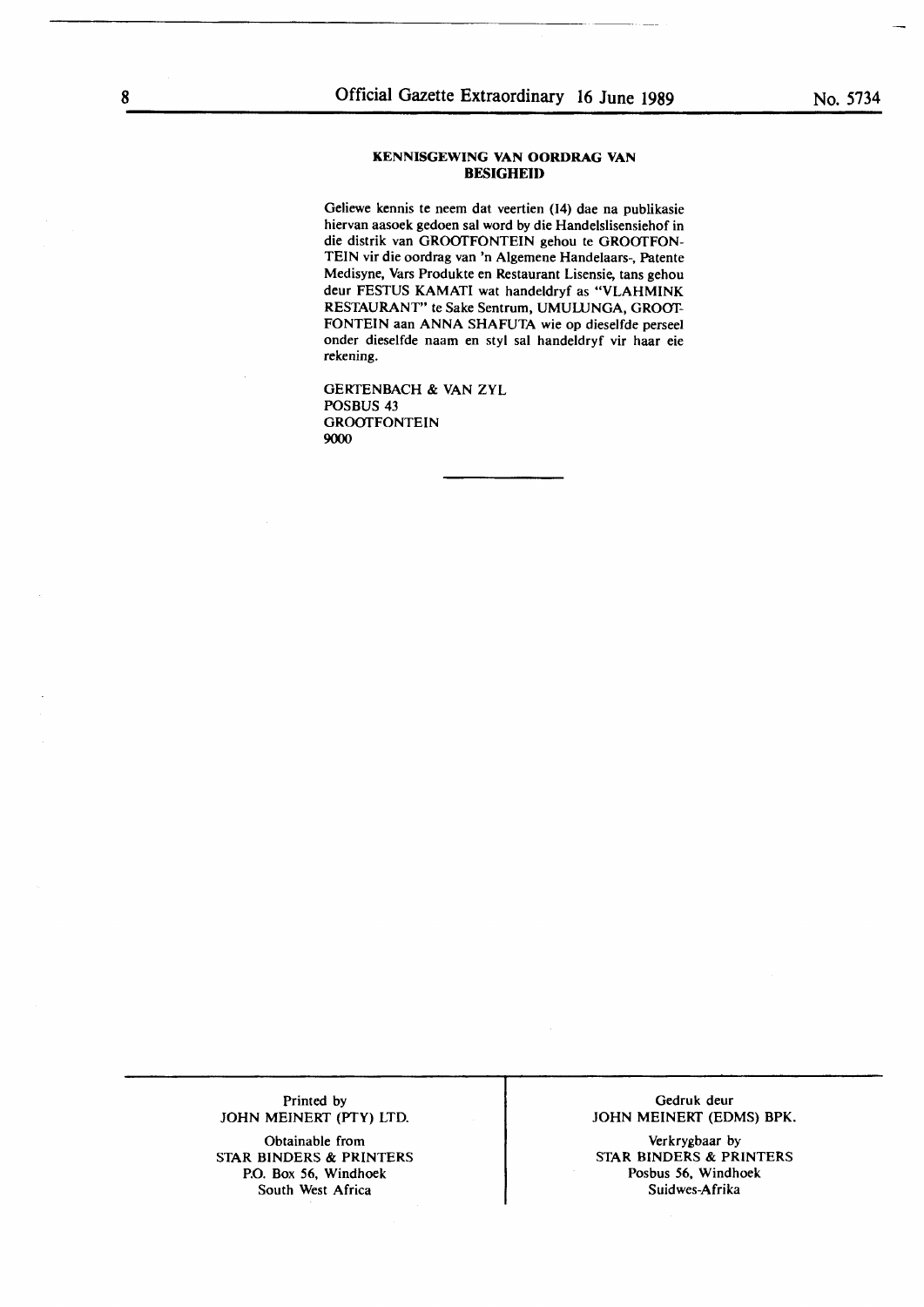**KENNISGEWING VAN OORDRAG VAN BESIGHEID**

Geliewe kennis te neem dat veertien (14) dae na publikasie hiervan aasoek gedoen sal word by die Handelslisensiehof in die distrik van GROOTFONTEIN gehou te GROOTFONTEIN vir die oordrag van 'n Algemene Handelaars-, Patente Medisyne, Vars Produkte en Restaurant Lisensie, tans gehou deur FESTUS KAMATI wat handeldryf as "VLAHMINK RESTAURANT" te Sake Sentrum, UMULUNGA, GROOTFONTEIN aan ANNA SHAFUTA wie op dieselfde perseel onder dieselfde naam en styl sal handeldryf vir haar eie rekening.

GERTENBACH & VAN ZYL
POSBUS 43
GROOTFONTEIN
9000

---

Printed by
JOHN MEINERT (PTY) LTD.

Obtainable from
STAR BINDERS & PRINTERS
P.O. Box 56, Windhoek
South West Africa

Gedruk deur
JOHN MEINERT (EDMS) BPK.

Verkrygbaar by
STAR BINDERS & PRINTERS
Posbus 56, Windhoek
Suidwes-Afrika